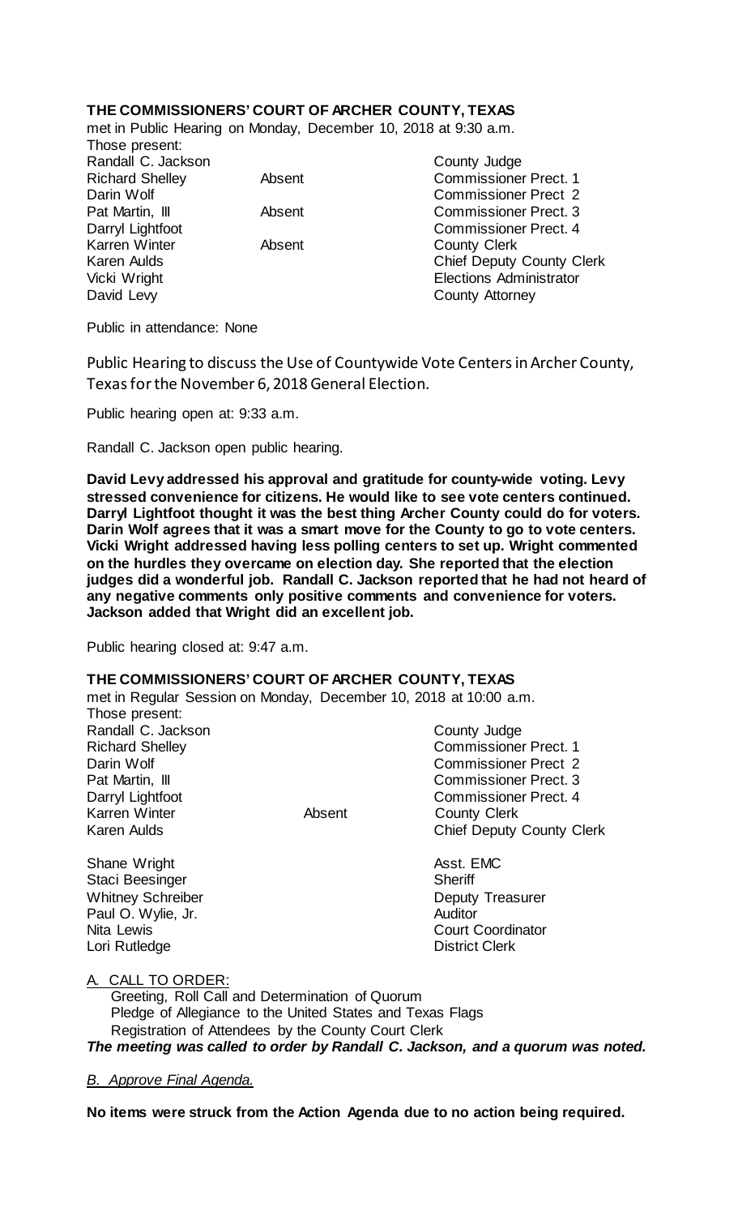**THE COMMISSIONERS' COURT OF ARCHER COUNTY, TEXAS**

met in Public Hearing on Monday, December 10, 2018 at 9:30 a.m.

Those present:

| | | |
|---|---|---|
| Randall C. Jackson | | County Judge |
| Richard Shelley | Absent | Commissioner Prect. 1 |
| Darin Wolf | | Commissioner Prect 2 |
| Pat Martin, III | Absent | Commissioner Prect. 3 |
| Darryl Lightfoot | | Commissioner Prect. 4 |
| Karren Winter | Absent | County Clerk |
| Karen Aulds | | Chief Deputy County Clerk |
| Vicki Wright | | Elections Administrator |
| David Levy | | County Attorney |

Public in attendance: None

Public Hearing to discuss the Use of Countywide Vote Centers in Archer County, Texas for the November 6, 2018 General Election.

Public hearing open at: 9:33 a.m.

Randall C. Jackson open public hearing.

**David Levy addressed his approval and gratitude for county-wide voting. Levy stressed convenience for citizens. He would like to see vote centers continued. Darryl Lightfoot thought it was the best thing Archer County could do for voters. Darin Wolf agrees that it was a smart move for the County to go to vote centers. Vicki Wright addressed having less polling centers to set up. Wright commented on the hurdles they overcame on election day. She reported that the election judges did a wonderful job. Randall C. Jackson reported that he had not heard of any negative comments only positive comments and convenience for voters. Jackson added that Wright did an excellent job.**

Public hearing closed at: 9:47 a.m.

**THE COMMISSIONERS' COURT OF ARCHER COUNTY, TEXAS**

met in Regular Session on Monday, December 10, 2018 at 10:00 a.m.

Those present:

| | | |
|---|---|---|
| Randall C. Jackson | | County Judge |
| Richard Shelley | | Commissioner Prect. 1 |
| Darin Wolf | | Commissioner Prect 2 |
| Pat Martin, III | | Commissioner Prect. 3 |
| Darryl Lightfoot | | Commissioner Prect. 4 |
| Karren Winter | Absent | County Clerk |
| Karen Aulds | | Chief Deputy County Clerk |
| Shane Wright | | Asst. EMC |
| Staci Beesinger | | Sheriff |
| Whitney Schreiber | | Deputy Treasurer |
| Paul O. Wylie, Jr. | | Auditor |
| Nita Lewis | | Court Coordinator |
| Lori Rutledge | | District Clerk |

A. CALL TO ORDER:

Greeting, Roll Call and Determination of Quorum
Pledge of Allegiance to the United States and Texas Flags
Registration of Attendees by the County Court Clerk

***The meeting was called to order by Randall C. Jackson, and a quorum was noted.***

*B. Approve Final Agenda.*

**No items were struck from the Action Agenda due to no action being required.**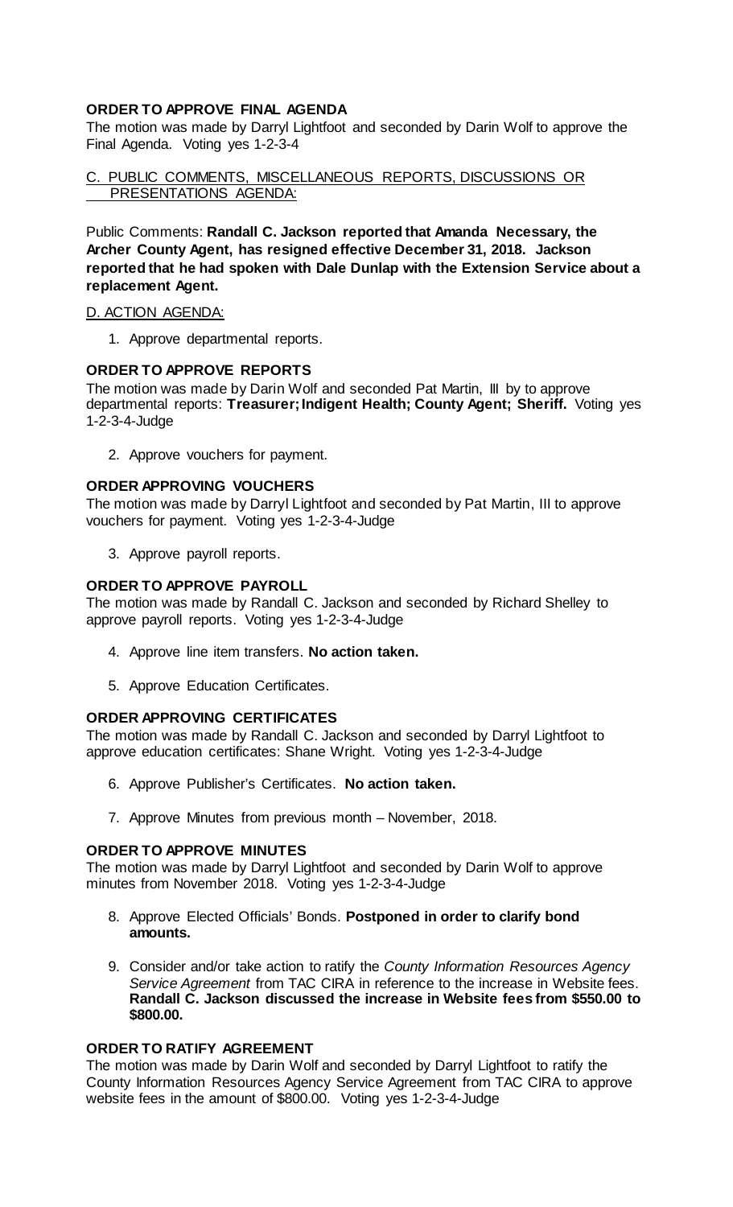**ORDER TO APPROVE FINAL AGENDA**

The motion was made by Darryl Lightfoot and seconded by Darin Wolf to approve the Final Agenda. Voting yes 1-2-3-4

C. PUBLIC COMMENTS, MISCELLANEOUS REPORTS, DISCUSSIONS OR PRESENTATIONS AGENDA:

Public Comments: **Randall C. Jackson reported that Amanda Necessary, the Archer County Agent, has resigned effective December 31, 2018. Jackson reported that he had spoken with Dale Dunlap with the Extension Service about a replacement Agent.**

D. ACTION AGENDA:

1. Approve departmental reports.

**ORDER TO APPROVE REPORTS**

The motion was made by Darin Wolf and seconded Pat Martin, III by to approve departmental reports: **Treasurer; Indigent Health; County Agent; Sheriff.** Voting yes 1-2-3-4-Judge

2. Approve vouchers for payment.

**ORDER APPROVING VOUCHERS**

The motion was made by Darryl Lightfoot and seconded by Pat Martin, III to approve vouchers for payment. Voting yes 1-2-3-4-Judge

3. Approve payroll reports.

**ORDER TO APPROVE PAYROLL**

The motion was made by Randall C. Jackson and seconded by Richard Shelley to approve payroll reports. Voting yes 1-2-3-4-Judge

4. Approve line item transfers. **No action taken.**

5. Approve Education Certificates.

**ORDER APPROVING CERTIFICATES**

The motion was made by Randall C. Jackson and seconded by Darryl Lightfoot to approve education certificates: Shane Wright. Voting yes 1-2-3-4-Judge

6. Approve Publisher's Certificates. **No action taken.**

7. Approve Minutes from previous month – November, 2018.

**ORDER TO APPROVE MINUTES**

The motion was made by Darryl Lightfoot and seconded by Darin Wolf to approve minutes from November 2018. Voting yes 1-2-3-4-Judge

8. Approve Elected Officials' Bonds. **Postponed in order to clarify bond amounts.**

9. Consider and/or take action to ratify the *County Information Resources Agency Service Agreement* from TAC CIRA in reference to the increase in Website fees. **Randall C. Jackson discussed the increase in Website fees from $550.00 to $800.00.**

**ORDER TO RATIFY AGREEMENT**

The motion was made by Darin Wolf and seconded by Darryl Lightfoot to ratify the County Information Resources Agency Service Agreement from TAC CIRA to approve website fees in the amount of $800.00. Voting yes 1-2-3-4-Judge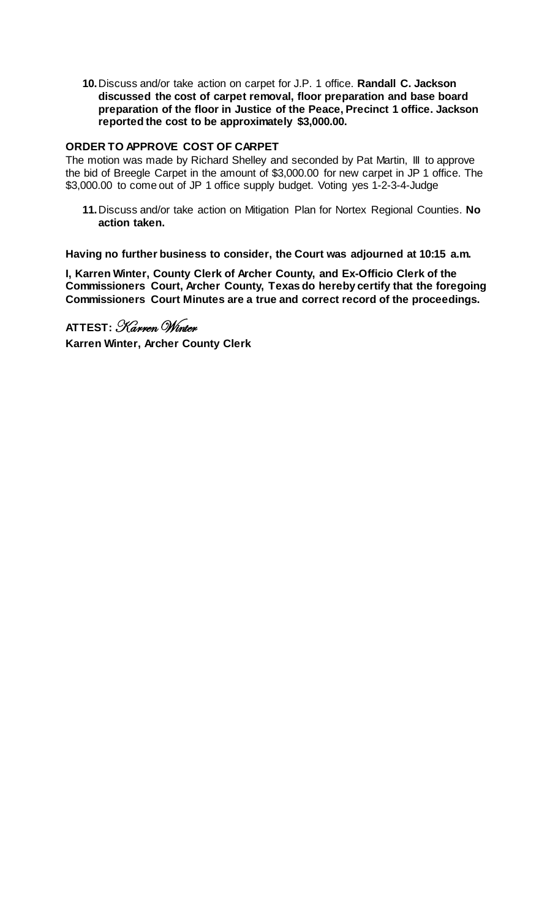10. Discuss and/or take action on carpet for J.P. 1 office. **Randall C. Jackson discussed the cost of carpet removal, floor preparation and base board preparation of the floor in Justice of the Peace, Precinct 1 office. Jackson reported the cost to be approximately $3,000.00.**

**ORDER TO APPROVE COST OF CARPET**

The motion was made by Richard Shelley and seconded by Pat Martin, III to approve the bid of Breegle Carpet in the amount of $3,000.00 for new carpet in JP 1 office. The $3,000.00 to come out of JP 1 office supply budget. Voting yes 1-2-3-4-Judge

11. Discuss and/or take action on Mitigation Plan for Nortex Regional Counties. **No action taken.**

**Having no further business to consider, the Court was adjourned at 10:15 a.m.**

**I, Karren Winter, County Clerk of Archer County, and Ex-Officio Clerk of the Commissioners Court, Archer County, Texas do hereby certify that the foregoing Commissioners Court Minutes are a true and correct record of the proceedings.**

**ATTEST:** *Karren Winter*

**Karren Winter, Archer County Clerk**